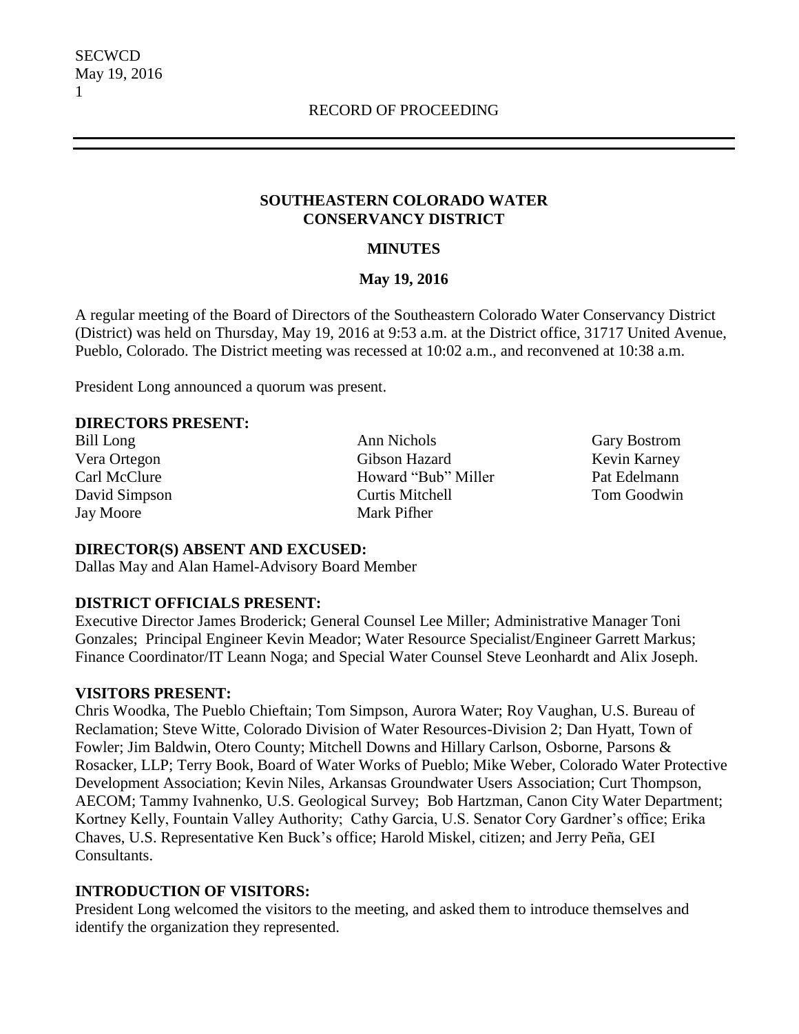RECORD OF PROCEEDING

## SOUTHEASTERN COLORADO WATER CONSERVANCY DISTRICT

### MINUTES

### May 19, 2016

A regular meeting of the Board of Directors of the Southeastern Colorado Water Conservancy District (District) was held on Thursday, May 19, 2016 at 9:53 a.m. at the District office, 31717 United Avenue, Pueblo, Colorado. The District meeting was recessed at 10:02 a.m., and reconvened at 10:38 a.m.

President Long announced a quorum was present.

**DIRECTORS PRESENT:**

Bill Long
Vera Ortegon
Carl McClure
David Simpson
Jay Moore
Ann Nichols
Gibson Hazard
Howard "Bub" Miller
Curtis Mitchell
Mark Pifher
Gary Bostrom
Kevin Karney
Pat Edelmann
Tom Goodwin

**DIRECTOR(S) ABSENT AND EXCUSED:**

Dallas May and Alan Hamel-Advisory Board Member

**DISTRICT OFFICIALS PRESENT:**

Executive Director James Broderick; General Counsel Lee Miller; Administrative Manager Toni Gonzales; Principal Engineer Kevin Meador; Water Resource Specialist/Engineer Garrett Markus; Finance Coordinator/IT Leann Noga; and Special Water Counsel Steve Leonhardt and Alix Joseph.

**VISITORS PRESENT:**

Chris Woodka, The Pueblo Chieftain; Tom Simpson, Aurora Water; Roy Vaughan, U.S. Bureau of Reclamation; Steve Witte, Colorado Division of Water Resources-Division 2; Dan Hyatt, Town of Fowler; Jim Baldwin, Otero County; Mitchell Downs and Hillary Carlson, Osborne, Parsons & Rosacker, LLP; Terry Book, Board of Water Works of Pueblo; Mike Weber, Colorado Water Protective Development Association; Kevin Niles, Arkansas Groundwater Users Association; Curt Thompson, AECOM; Tammy Ivahnenko, U.S. Geological Survey; Bob Hartzman, Canon City Water Department; Kortney Kelly, Fountain Valley Authority; Cathy Garcia, U.S. Senator Cory Gardner's office; Erika Chaves, U.S. Representative Ken Buck's office; Harold Miskel, citizen; and Jerry Peña, GEI Consultants.

**INTRODUCTION OF VISITORS:**

President Long welcomed the visitors to the meeting, and asked them to introduce themselves and identify the organization they represented.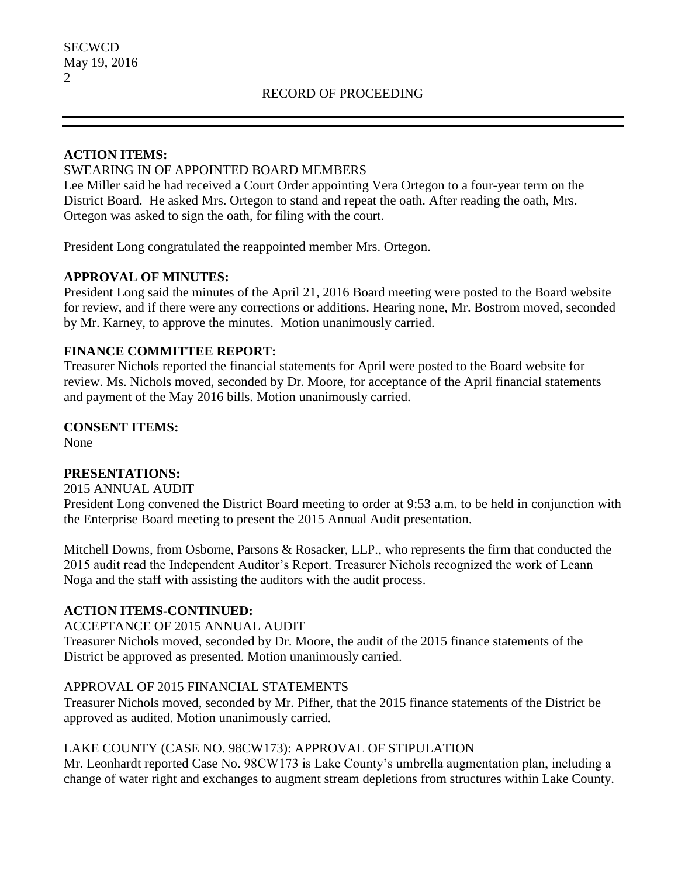RECORD OF PROCEEDING

**ACTION ITEMS:**

SWEARING IN OF APPOINTED BOARD MEMBERS

Lee Miller said he had received a Court Order appointing Vera Ortegon to a four-year term on the District Board. He asked Mrs. Ortegon to stand and repeat the oath. After reading the oath, Mrs. Ortegon was asked to sign the oath, for filing with the court.

President Long congratulated the reappointed member Mrs. Ortegon.

**APPROVAL OF MINUTES:**

President Long said the minutes of the April 21, 2016 Board meeting were posted to the Board website for review, and if there were any corrections or additions. Hearing none, Mr. Bostrom moved, seconded by Mr. Karney, to approve the minutes. Motion unanimously carried.

**FINANCE COMMITTEE REPORT:**

Treasurer Nichols reported the financial statements for April were posted to the Board website for review. Ms. Nichols moved, seconded by Dr. Moore, for acceptance of the April financial statements and payment of the May 2016 bills. Motion unanimously carried.

**CONSENT ITEMS:**

None

**PRESENTATIONS:**

2015 ANNUAL AUDIT

President Long convened the District Board meeting to order at 9:53 a.m. to be held in conjunction with the Enterprise Board meeting to present the 2015 Annual Audit presentation.

Mitchell Downs, from Osborne, Parsons & Rosacker, LLP., who represents the firm that conducted the 2015 audit read the Independent Auditor's Report. Treasurer Nichols recognized the work of Leann Noga and the staff with assisting the auditors with the audit process.

**ACTION ITEMS-CONTINUED:**

ACCEPTANCE OF 2015 ANNUAL AUDIT

Treasurer Nichols moved, seconded by Dr. Moore, the audit of the 2015 finance statements of the District be approved as presented. Motion unanimously carried.

APPROVAL OF 2015 FINANCIAL STATEMENTS

Treasurer Nichols moved, seconded by Mr. Pifher, that the 2015 finance statements of the District be approved as audited. Motion unanimously carried.

LAKE COUNTY (CASE NO. 98CW173): APPROVAL OF STIPULATION

Mr. Leonhardt reported Case No. 98CW173 is Lake County's umbrella augmentation plan, including a change of water right and exchanges to augment stream depletions from structures within Lake County.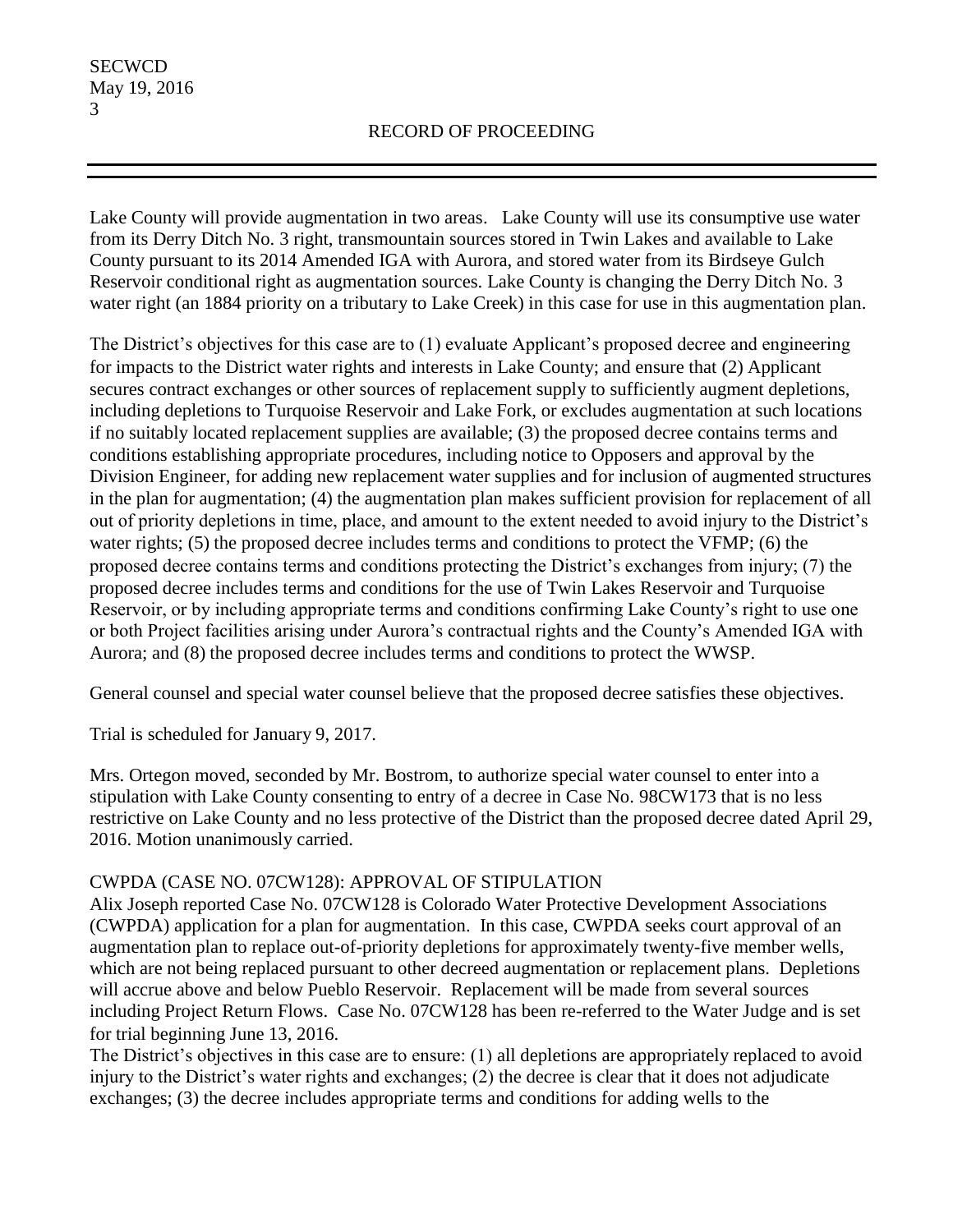Lake County will provide augmentation in two areas. Lake County will use its consumptive use water from its Derry Ditch No. 3 right, transmountain sources stored in Twin Lakes and available to Lake County pursuant to its 2014 Amended IGA with Aurora, and stored water from its Birdseye Gulch Reservoir conditional right as augmentation sources. Lake County is changing the Derry Ditch No. 3 water right (an 1884 priority on a tributary to Lake Creek) in this case for use in this augmentation plan.

The District's objectives for this case are to (1) evaluate Applicant's proposed decree and engineering for impacts to the District water rights and interests in Lake County; and ensure that (2) Applicant secures contract exchanges or other sources of replacement supply to sufficiently augment depletions, including depletions to Turquoise Reservoir and Lake Fork, or excludes augmentation at such locations if no suitably located replacement supplies are available; (3) the proposed decree contains terms and conditions establishing appropriate procedures, including notice to Opposers and approval by the Division Engineer, for adding new replacement water supplies and for inclusion of augmented structures in the plan for augmentation; (4) the augmentation plan makes sufficient provision for replacement of all out of priority depletions in time, place, and amount to the extent needed to avoid injury to the District's water rights; (5) the proposed decree includes terms and conditions to protect the VFMP; (6) the proposed decree contains terms and conditions protecting the District's exchanges from injury; (7) the proposed decree includes terms and conditions for the use of Twin Lakes Reservoir and Turquoise Reservoir, or by including appropriate terms and conditions confirming Lake County's right to use one or both Project facilities arising under Aurora's contractual rights and the County's Amended IGA with Aurora; and (8) the proposed decree includes terms and conditions to protect the WWSP.

General counsel and special water counsel believe that the proposed decree satisfies these objectives.

Trial is scheduled for January 9, 2017.

Mrs. Ortegon moved, seconded by Mr. Bostrom, to authorize special water counsel to enter into a stipulation with Lake County consenting to entry of a decree in Case No. 98CW173 that is no less restrictive on Lake County and no less protective of the District than the proposed decree dated April 29, 2016. Motion unanimously carried.

CWPDA (CASE NO. 07CW128): APPROVAL OF STIPULATION

Alix Joseph reported Case No. 07CW128 is Colorado Water Protective Development Associations (CWPDA) application for a plan for augmentation. In this case, CWPDA seeks court approval of an augmentation plan to replace out-of-priority depletions for approximately twenty-five member wells, which are not being replaced pursuant to other decreed augmentation or replacement plans. Depletions will accrue above and below Pueblo Reservoir. Replacement will be made from several sources including Project Return Flows. Case No. 07CW128 has been re-referred to the Water Judge and is set for trial beginning June 13, 2016.

The District's objectives in this case are to ensure: (1) all depletions are appropriately replaced to avoid injury to the District's water rights and exchanges; (2) the decree is clear that it does not adjudicate exchanges; (3) the decree includes appropriate terms and conditions for adding wells to the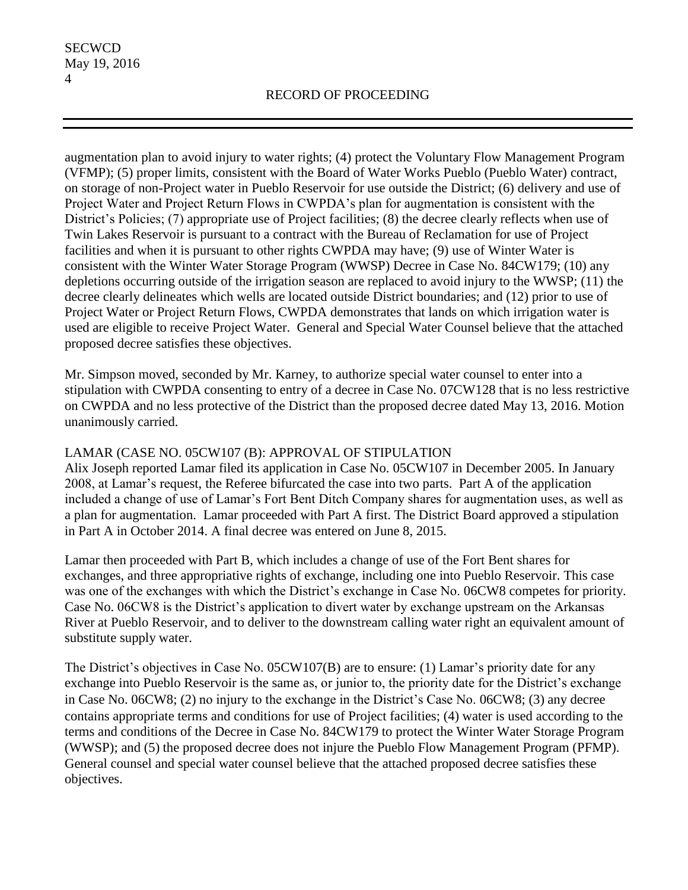augmentation plan to avoid injury to water rights; (4) protect the Voluntary Flow Management Program (VFMP); (5) proper limits, consistent with the Board of Water Works Pueblo (Pueblo Water) contract, on storage of non-Project water in Pueblo Reservoir for use outside the District; (6) delivery and use of Project Water and Project Return Flows in CWPDA's plan for augmentation is consistent with the District's Policies; (7) appropriate use of Project facilities; (8) the decree clearly reflects when use of Twin Lakes Reservoir is pursuant to a contract with the Bureau of Reclamation for use of Project facilities and when it is pursuant to other rights CWPDA may have; (9) use of Winter Water is consistent with the Winter Water Storage Program (WWSP) Decree in Case No. 84CW179; (10) any depletions occurring outside of the irrigation season are replaced to avoid injury to the WWSP; (11) the decree clearly delineates which wells are located outside District boundaries; and (12) prior to use of Project Water or Project Return Flows, CWPDA demonstrates that lands on which irrigation water is used are eligible to receive Project Water. General and Special Water Counsel believe that the attached proposed decree satisfies these objectives.

Mr. Simpson moved, seconded by Mr. Karney, to authorize special water counsel to enter into a stipulation with CWPDA consenting to entry of a decree in Case No. 07CW128 that is no less restrictive on CWPDA and no less protective of the District than the proposed decree dated May 13, 2016. Motion unanimously carried.

LAMAR (CASE NO. 05CW107 (B): APPROVAL OF STIPULATION

Alix Joseph reported Lamar filed its application in Case No. 05CW107 in December 2005. In January 2008, at Lamar's request, the Referee bifurcated the case into two parts. Part A of the application included a change of use of Lamar's Fort Bent Ditch Company shares for augmentation uses, as well as a plan for augmentation. Lamar proceeded with Part A first. The District Board approved a stipulation in Part A in October 2014. A final decree was entered on June 8, 2015.

Lamar then proceeded with Part B, which includes a change of use of the Fort Bent shares for exchanges, and three appropriative rights of exchange, including one into Pueblo Reservoir. This case was one of the exchanges with which the District's exchange in Case No. 06CW8 competes for priority. Case No. 06CW8 is the District's application to divert water by exchange upstream on the Arkansas River at Pueblo Reservoir, and to deliver to the downstream calling water right an equivalent amount of substitute supply water.

The District's objectives in Case No. 05CW107(B) are to ensure: (1) Lamar's priority date for any exchange into Pueblo Reservoir is the same as, or junior to, the priority date for the District's exchange in Case No. 06CW8; (2) no injury to the exchange in the District's Case No. 06CW8; (3) any decree contains appropriate terms and conditions for use of Project facilities; (4) water is used according to the terms and conditions of the Decree in Case No. 84CW179 to protect the Winter Water Storage Program (WWSP); and (5) the proposed decree does not injure the Pueblo Flow Management Program (PFMP). General counsel and special water counsel believe that the attached proposed decree satisfies these objectives.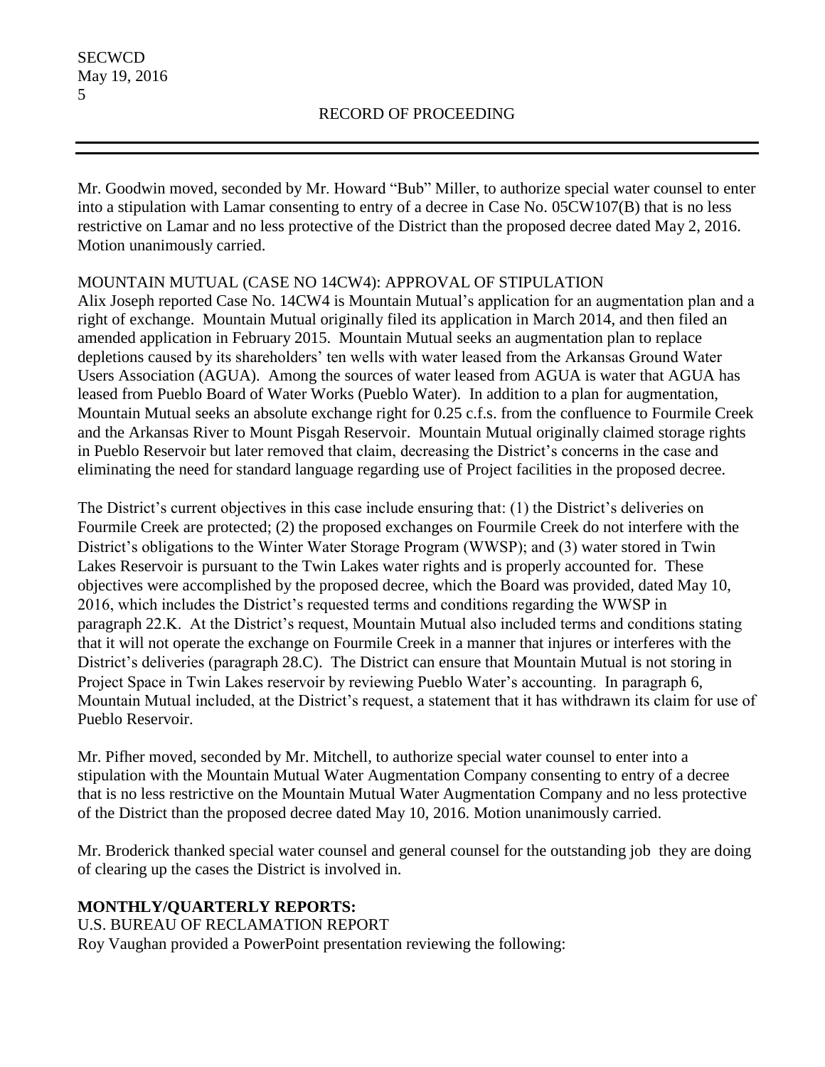Mr. Goodwin moved, seconded by Mr. Howard "Bub" Miller, to authorize special water counsel to enter into a stipulation with Lamar consenting to entry of a decree in Case No. 05CW107(B) that is no less restrictive on Lamar and no less protective of the District than the proposed decree dated May 2, 2016. Motion unanimously carried.

MOUNTAIN MUTUAL (CASE NO 14CW4): APPROVAL OF STIPULATION

Alix Joseph reported Case No. 14CW4 is Mountain Mutual's application for an augmentation plan and a right of exchange. Mountain Mutual originally filed its application in March 2014, and then filed an amended application in February 2015. Mountain Mutual seeks an augmentation plan to replace depletions caused by its shareholders' ten wells with water leased from the Arkansas Ground Water Users Association (AGUA). Among the sources of water leased from AGUA is water that AGUA has leased from Pueblo Board of Water Works (Pueblo Water). In addition to a plan for augmentation, Mountain Mutual seeks an absolute exchange right for 0.25 c.f.s. from the confluence to Fourmile Creek and the Arkansas River to Mount Pisgah Reservoir. Mountain Mutual originally claimed storage rights in Pueblo Reservoir but later removed that claim, decreasing the District's concerns in the case and eliminating the need for standard language regarding use of Project facilities in the proposed decree.

The District's current objectives in this case include ensuring that: (1) the District's deliveries on Fourmile Creek are protected; (2) the proposed exchanges on Fourmile Creek do not interfere with the District's obligations to the Winter Water Storage Program (WWSP); and (3) water stored in Twin Lakes Reservoir is pursuant to the Twin Lakes water rights and is properly accounted for. These objectives were accomplished by the proposed decree, which the Board was provided, dated May 10, 2016, which includes the District's requested terms and conditions regarding the WWSP in paragraph 22.K. At the District's request, Mountain Mutual also included terms and conditions stating that it will not operate the exchange on Fourmile Creek in a manner that injures or interferes with the District's deliveries (paragraph 28.C). The District can ensure that Mountain Mutual is not storing in Project Space in Twin Lakes reservoir by reviewing Pueblo Water's accounting. In paragraph 6, Mountain Mutual included, at the District's request, a statement that it has withdrawn its claim for use of Pueblo Reservoir.

Mr. Pifher moved, seconded by Mr. Mitchell, to authorize special water counsel to enter into a stipulation with the Mountain Mutual Water Augmentation Company consenting to entry of a decree that is no less restrictive on the Mountain Mutual Water Augmentation Company and no less protective of the District than the proposed decree dated May 10, 2016. Motion unanimously carried.

Mr. Broderick thanked special water counsel and general counsel for the outstanding job they are doing of clearing up the cases the District is involved in.

**MONTHLY/QUARTERLY REPORTS:**

U.S. BUREAU OF RECLAMATION REPORT

Roy Vaughan provided a PowerPoint presentation reviewing the following: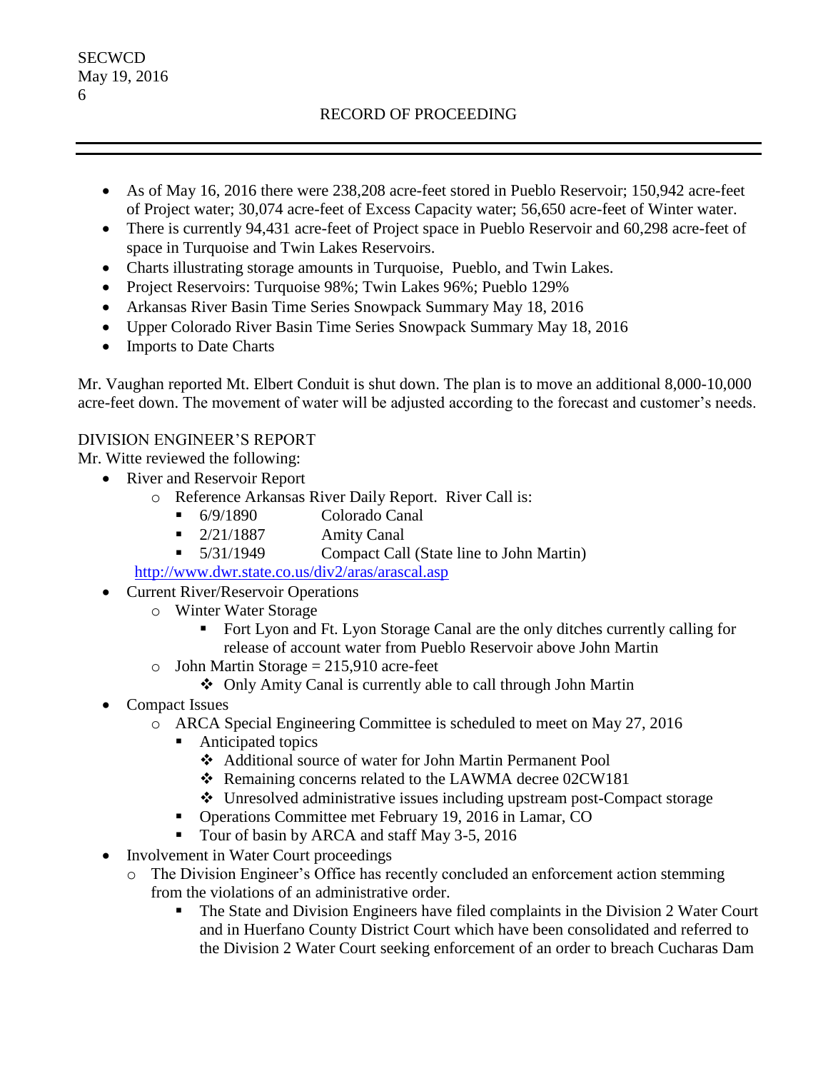RECORD OF PROCEEDING

- As of May 16, 2016 there were 238,208 acre-feet stored in Pueblo Reservoir; 150,942 acre-feet of Project water; 30,074 acre-feet of Excess Capacity water; 56,650 acre-feet of Winter water.
- There is currently 94,431 acre-feet of Project space in Pueblo Reservoir and 60,298 acre-feet of space in Turquoise and Twin Lakes Reservoirs.
- Charts illustrating storage amounts in Turquoise, Pueblo, and Twin Lakes.
- Project Reservoirs: Turquoise 98%; Twin Lakes 96%; Pueblo 129%
- Arkansas River Basin Time Series Snowpack Summary May 18, 2016
- Upper Colorado River Basin Time Series Snowpack Summary May 18, 2016
- Imports to Date Charts

Mr. Vaughan reported Mt. Elbert Conduit is shut down. The plan is to move an additional 8,000-10,000 acre-feet down. The movement of water will be adjusted according to the forecast and customer's needs.

DIVISION ENGINEER'S REPORT

Mr. Witte reviewed the following:

- River and Reservoir Report
  - Reference Arkansas River Daily Report. River Call is:
    - 6/9/1890 Colorado Canal
    - 2/21/1887 Amity Canal
    - 5/31/1949 Compact Call (State line to John Martin)

  http://www.dwr.state.co.us/div2/aras/arascal.asp
- Current River/Reservoir Operations
  - Winter Water Storage
    - Fort Lyon and Ft. Lyon Storage Canal are the only ditches currently calling for release of account water from Pueblo Reservoir above John Martin
  - John Martin Storage = 215,910 acre-feet
    - Only Amity Canal is currently able to call through John Martin
- Compact Issues
  - ARCA Special Engineering Committee is scheduled to meet on May 27, 2016
    - Anticipated topics
      - Additional source of water for John Martin Permanent Pool
      - Remaining concerns related to the LAWMA decree 02CW181
      - Unresolved administrative issues including upstream post-Compact storage
    - Operations Committee met February 19, 2016 in Lamar, CO
    - Tour of basin by ARCA and staff May 3-5, 2016
- Involvement in Water Court proceedings
  - The Division Engineer's Office has recently concluded an enforcement action stemming from the violations of an administrative order.
    - The State and Division Engineers have filed complaints in the Division 2 Water Court and in Huerfano County District Court which have been consolidated and referred to the Division 2 Water Court seeking enforcement of an order to breach Cucharas Dam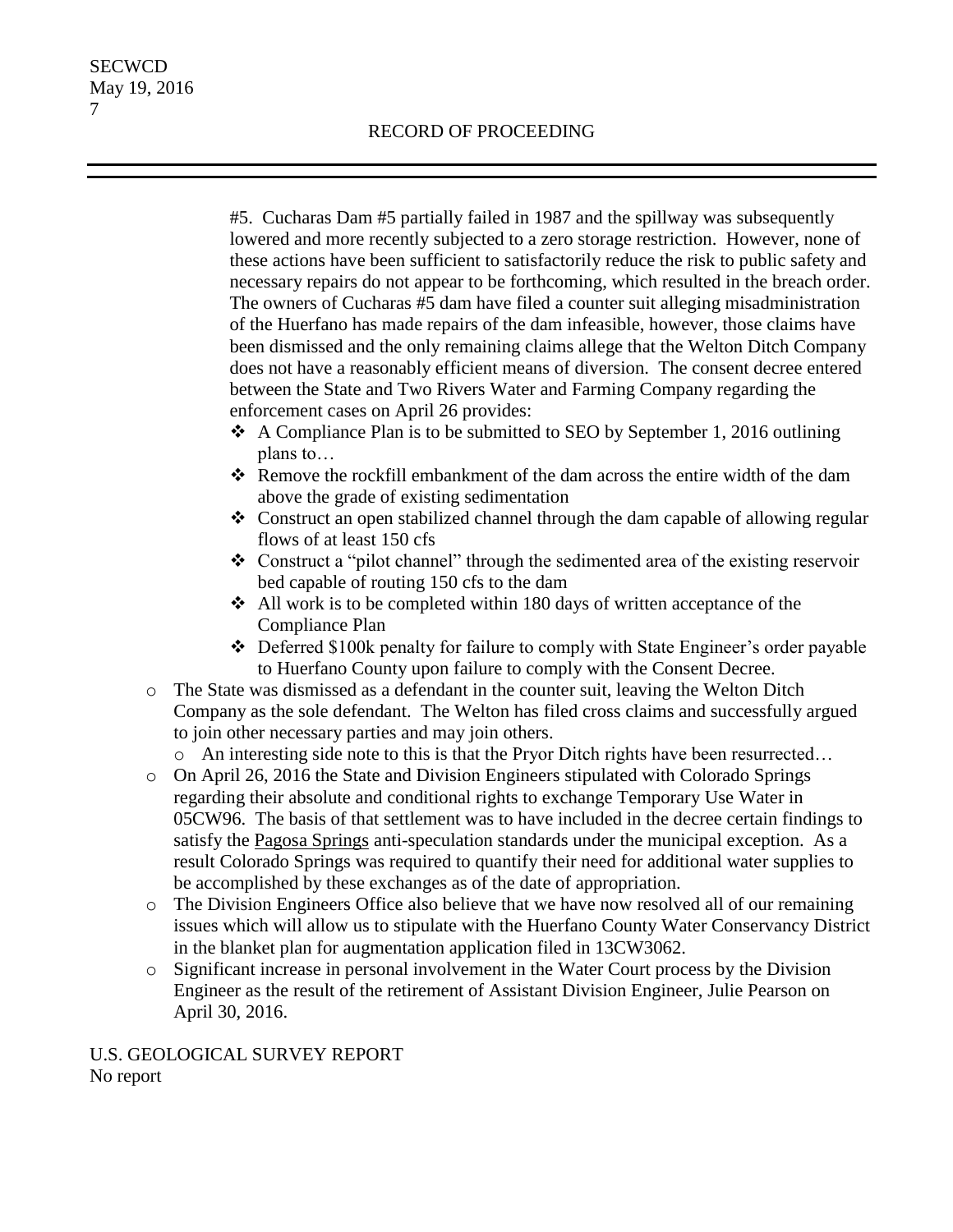RECORD OF PROCEEDING

#5. Cucharas Dam #5 partially failed in 1987 and the spillway was subsequently lowered and more recently subjected to a zero storage restriction. However, none of these actions have been sufficient to satisfactorily reduce the risk to public safety and necessary repairs do not appear to be forthcoming, which resulted in the breach order. The owners of Cucharas #5 dam have filed a counter suit alleging misadministration of the Huerfano has made repairs of the dam infeasible, however, those claims have been dismissed and the only remaining claims allege that the Welton Ditch Company does not have a reasonably efficient means of diversion. The consent decree entered between the State and Two Rivers Water and Farming Company regarding the enforcement cases on April 26 provides:

- A Compliance Plan is to be submitted to SEO by September 1, 2016 outlining plans to…
- Remove the rockfill embankment of the dam across the entire width of the dam above the grade of existing sedimentation
- Construct an open stabilized channel through the dam capable of allowing regular flows of at least 150 cfs
- Construct a "pilot channel" through the sedimented area of the existing reservoir bed capable of routing 150 cfs to the dam
- All work is to be completed within 180 days of written acceptance of the Compliance Plan
- Deferred $100k penalty for failure to comply with State Engineer's order payable to Huerfano County upon failure to comply with the Consent Decree.

- The State was dismissed as a defendant in the counter suit, leaving the Welton Ditch Company as the sole defendant. The Welton has filed cross claims and successfully argued to join other necessary parties and may join others.
  - An interesting side note to this is that the Pryor Ditch rights have been resurrected…
- On April 26, 2016 the State and Division Engineers stipulated with Colorado Springs regarding their absolute and conditional rights to exchange Temporary Use Water in 05CW96. The basis of that settlement was to have included in the decree certain findings to satisfy the Pagosa Springs anti-speculation standards under the municipal exception. As a result Colorado Springs was required to quantify their need for additional water supplies to be accomplished by these exchanges as of the date of appropriation.
- The Division Engineers Office also believe that we have now resolved all of our remaining issues which will allow us to stipulate with the Huerfano County Water Conservancy District in the blanket plan for augmentation application filed in 13CW3062.
- Significant increase in personal involvement in the Water Court process by the Division Engineer as the result of the retirement of Assistant Division Engineer, Julie Pearson on April 30, 2016.

U.S. GEOLOGICAL SURVEY REPORT
No report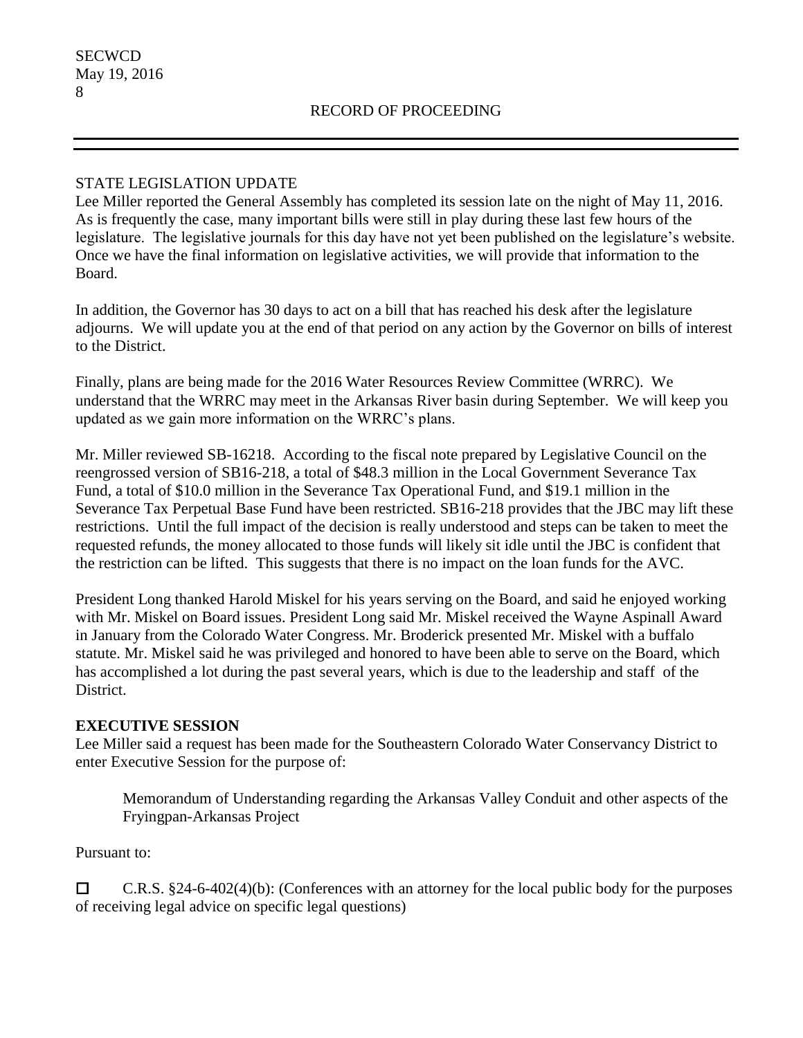STATE LEGISLATION UPDATE

Lee Miller reported the General Assembly has completed its session late on the night of May 11, 2016. As is frequently the case, many important bills were still in play during these last few hours of the legislature. The legislative journals for this day have not yet been published on the legislature's website. Once we have the final information on legislative activities, we will provide that information to the Board.

In addition, the Governor has 30 days to act on a bill that has reached his desk after the legislature adjourns. We will update you at the end of that period on any action by the Governor on bills of interest to the District.

Finally, plans are being made for the 2016 Water Resources Review Committee (WRRC). We understand that the WRRC may meet in the Arkansas River basin during September. We will keep you updated as we gain more information on the WRRC's plans.

Mr. Miller reviewed SB-16218. According to the fiscal note prepared by Legislative Council on the reengrossed version of SB16-218, a total of $48.3 million in the Local Government Severance Tax Fund, a total of $10.0 million in the Severance Tax Operational Fund, and $19.1 million in the Severance Tax Perpetual Base Fund have been restricted. SB16-218 provides that the JBC may lift these restrictions. Until the full impact of the decision is really understood and steps can be taken to meet the requested refunds, the money allocated to those funds will likely sit idle until the JBC is confident that the restriction can be lifted. This suggests that there is no impact on the loan funds for the AVC.

President Long thanked Harold Miskel for his years serving on the Board, and said he enjoyed working with Mr. Miskel on Board issues. President Long said Mr. Miskel received the Wayne Aspinall Award in January from the Colorado Water Congress. Mr. Broderick presented Mr. Miskel with a buffalo statute. Mr. Miskel said he was privileged and honored to have been able to serve on the Board, which has accomplished a lot during the past several years, which is due to the leadership and staff of the District.

**EXECUTIVE SESSION**

Lee Miller said a request has been made for the Southeastern Colorado Water Conservancy District to enter Executive Session for the purpose of:

> Memorandum of Understanding regarding the Arkansas Valley Conduit and other aspects of the Fryingpan-Arkansas Project

Pursuant to:

☐ C.R.S. §24-6-402(4)(b): (Conferences with an attorney for the local public body for the purposes of receiving legal advice on specific legal questions)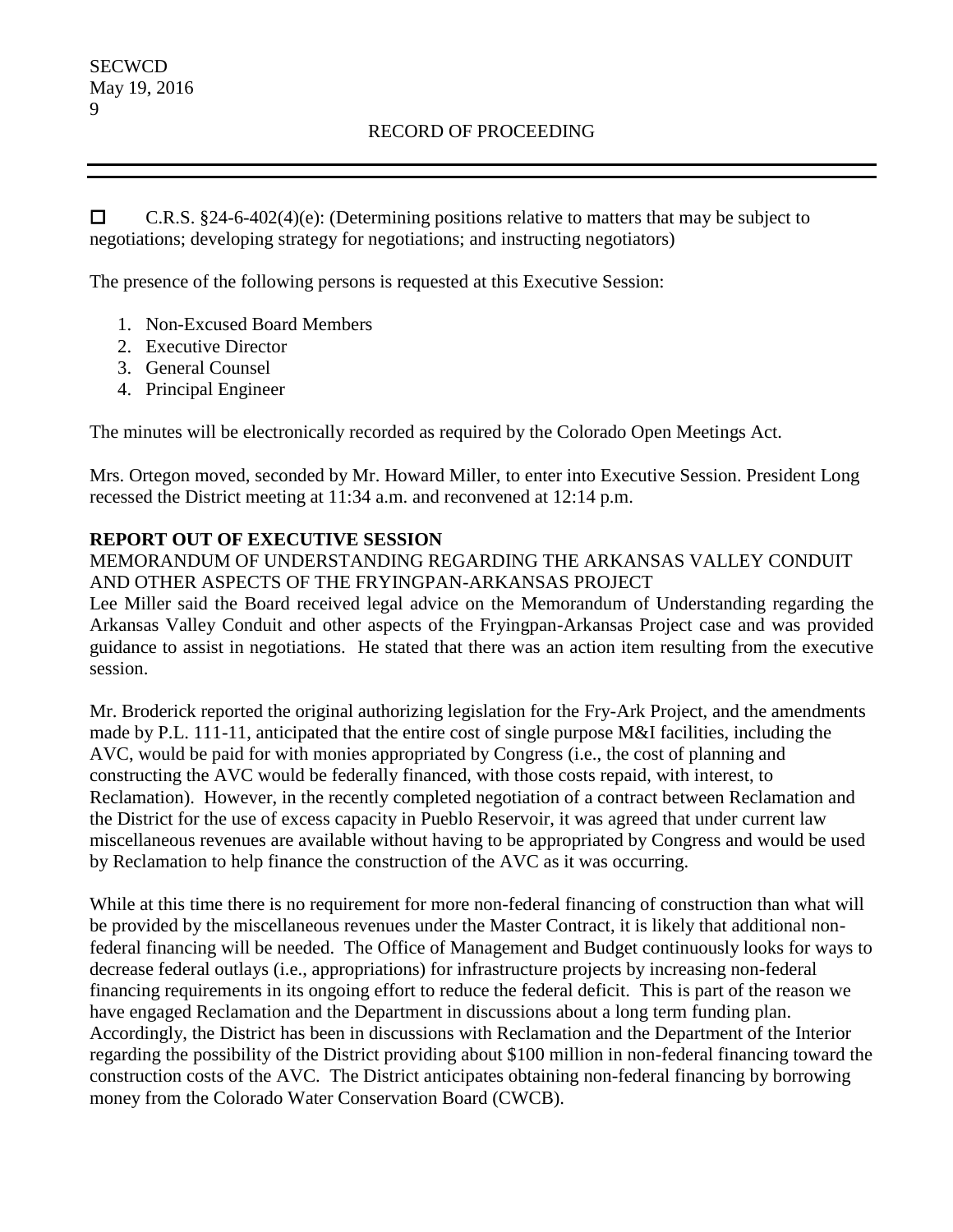☐ C.R.S. §24-6-402(4)(e): (Determining positions relative to matters that may be subject to negotiations; developing strategy for negotiations; and instructing negotiators)

The presence of the following persons is requested at this Executive Session:

1. Non-Excused Board Members
2. Executive Director
3. General Counsel
4. Principal Engineer

The minutes will be electronically recorded as required by the Colorado Open Meetings Act.

Mrs. Ortegon moved, seconded by Mr. Howard Miller, to enter into Executive Session. President Long recessed the District meeting at 11:34 a.m. and reconvened at 12:14 p.m.

**REPORT OUT OF EXECUTIVE SESSION**

MEMORANDUM OF UNDERSTANDING REGARDING THE ARKANSAS VALLEY CONDUIT AND OTHER ASPECTS OF THE FRYINGPAN-ARKANSAS PROJECT

Lee Miller said the Board received legal advice on the Memorandum of Understanding regarding the Arkansas Valley Conduit and other aspects of the Fryingpan-Arkansas Project case and was provided guidance to assist in negotiations. He stated that there was an action item resulting from the executive session.

Mr. Broderick reported the original authorizing legislation for the Fry-Ark Project, and the amendments made by P.L. 111-11, anticipated that the entire cost of single purpose M&I facilities, including the AVC, would be paid for with monies appropriated by Congress (i.e., the cost of planning and constructing the AVC would be federally financed, with those costs repaid, with interest, to Reclamation). However, in the recently completed negotiation of a contract between Reclamation and the District for the use of excess capacity in Pueblo Reservoir, it was agreed that under current law miscellaneous revenues are available without having to be appropriated by Congress and would be used by Reclamation to help finance the construction of the AVC as it was occurring.

While at this time there is no requirement for more non-federal financing of construction than what will be provided by the miscellaneous revenues under the Master Contract, it is likely that additional non-federal financing will be needed. The Office of Management and Budget continuously looks for ways to decrease federal outlays (i.e., appropriations) for infrastructure projects by increasing non-federal financing requirements in its ongoing effort to reduce the federal deficit. This is part of the reason we have engaged Reclamation and the Department in discussions about a long term funding plan. Accordingly, the District has been in discussions with Reclamation and the Department of the Interior regarding the possibility of the District providing about $100 million in non-federal financing toward the construction costs of the AVC. The District anticipates obtaining non-federal financing by borrowing money from the Colorado Water Conservation Board (CWCB).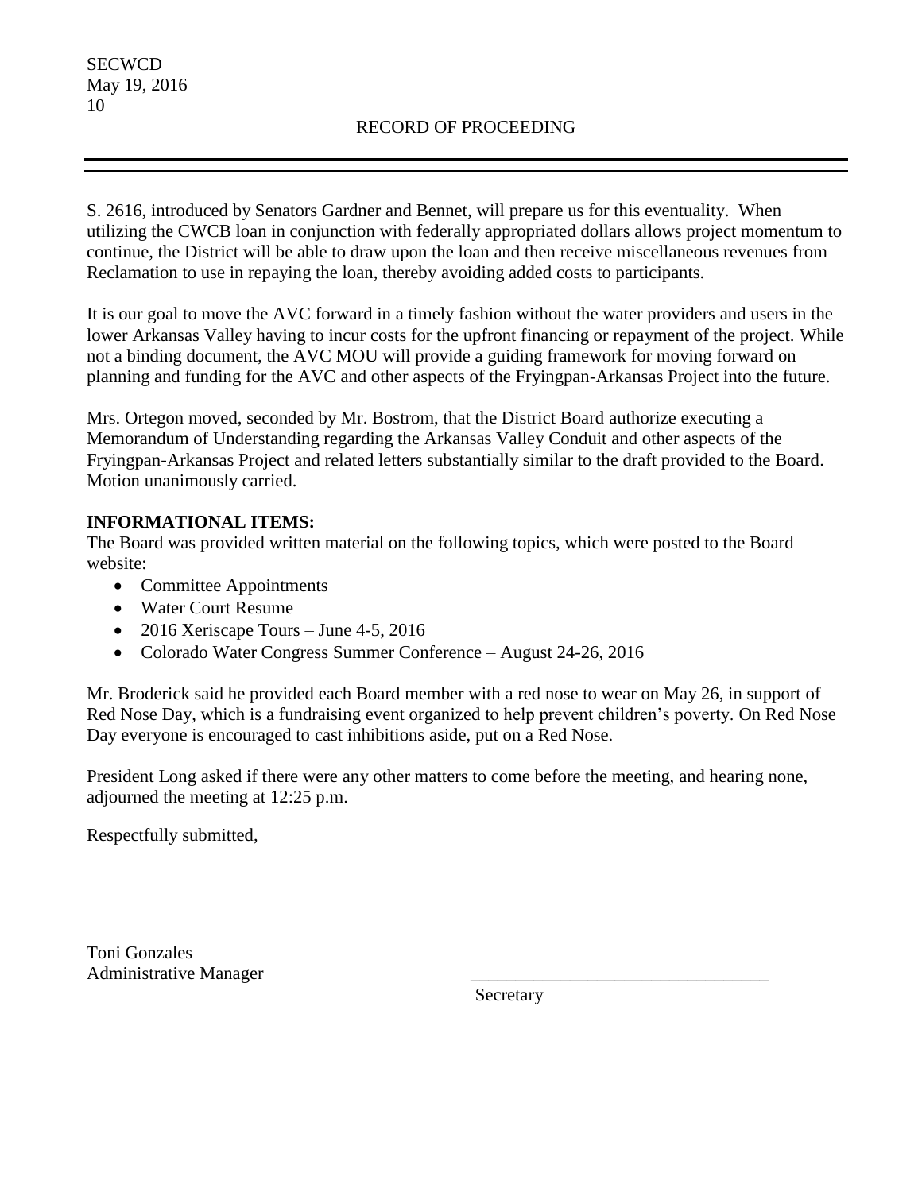S. 2616, introduced by Senators Gardner and Bennet, will prepare us for this eventuality. When utilizing the CWCB loan in conjunction with federally appropriated dollars allows project momentum to continue, the District will be able to draw upon the loan and then receive miscellaneous revenues from Reclamation to use in repaying the loan, thereby avoiding added costs to participants.

It is our goal to move the AVC forward in a timely fashion without the water providers and users in the lower Arkansas Valley having to incur costs for the upfront financing or repayment of the project. While not a binding document, the AVC MOU will provide a guiding framework for moving forward on planning and funding for the AVC and other aspects of the Fryingpan-Arkansas Project into the future.

Mrs. Ortegon moved, seconded by Mr. Bostrom, that the District Board authorize executing a Memorandum of Understanding regarding the Arkansas Valley Conduit and other aspects of the Fryingpan-Arkansas Project and related letters substantially similar to the draft provided to the Board. Motion unanimously carried.

**INFORMATIONAL ITEMS:**

The Board was provided written material on the following topics, which were posted to the Board website:

- Committee Appointments
- Water Court Resume
- 2016 Xeriscape Tours – June 4-5, 2016
- Colorado Water Congress Summer Conference – August 24-26, 2016

Mr. Broderick said he provided each Board member with a red nose to wear on May 26, in support of Red Nose Day, which is a fundraising event organized to help prevent children's poverty. On Red Nose Day everyone is encouraged to cast inhibitions aside, put on a Red Nose.

President Long asked if there were any other matters to come before the meeting, and hearing none, adjourned the meeting at 12:25 p.m.

Respectfully submitted,

Toni Gonzales
Administrative Manager

\_\_\_\_\_\_\_\_\_\_\_\_\_\_\_\_\_\_\_\_\_\_\_\_\_\_\_\_\_\_\_\_\_\_
Secretary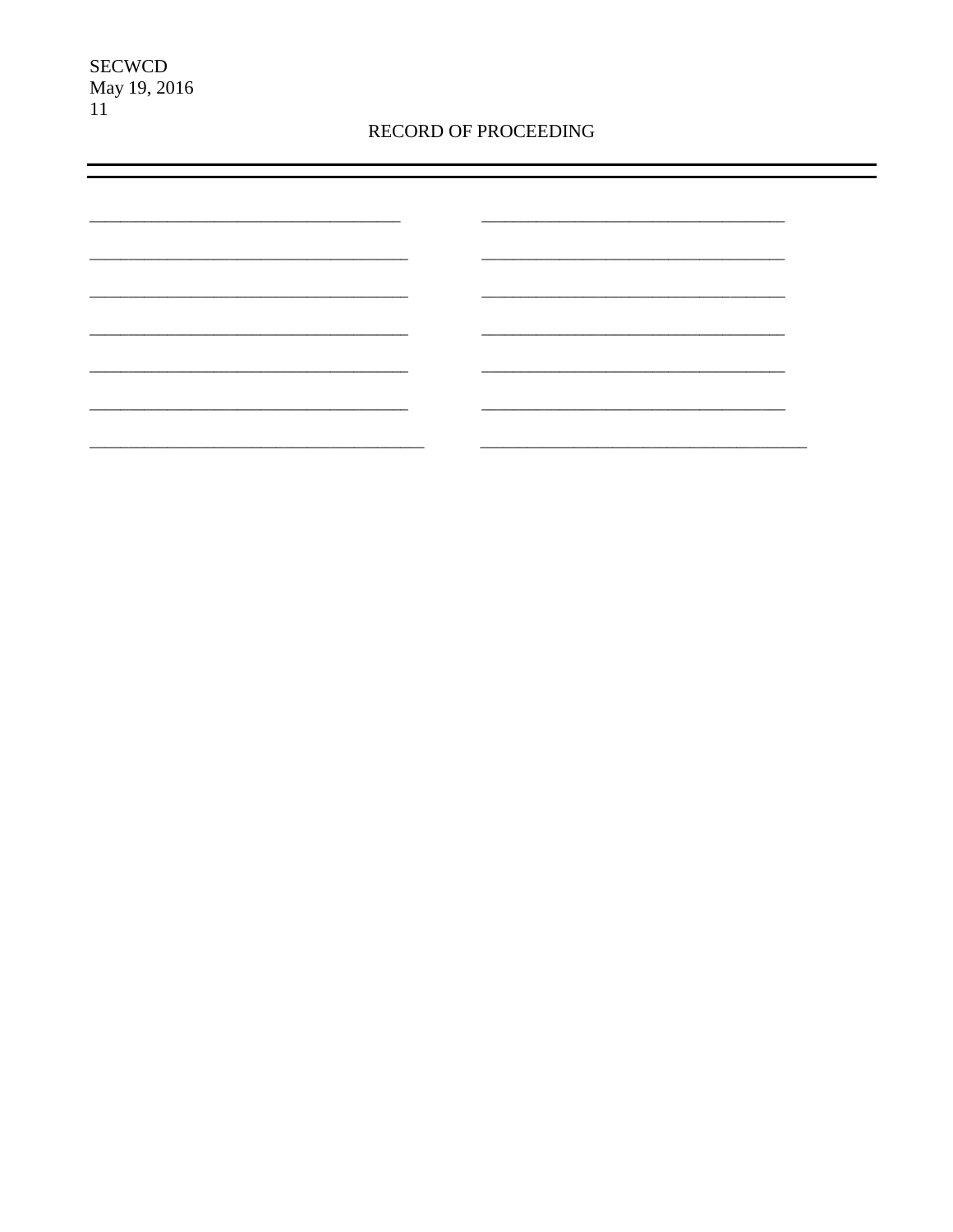RECORD OF PROCEEDING

| | |
|---|---|
| ___________________________________ | ___________________________________ |
| ___________________________________ | ___________________________________ |
| ___________________________________ | ___________________________________ |
| ___________________________________ | ___________________________________ |
| ___________________________________ | ___________________________________ |
| ___________________________________ | ___________________________________ |
| ___________________________________ | ___________________________________ |